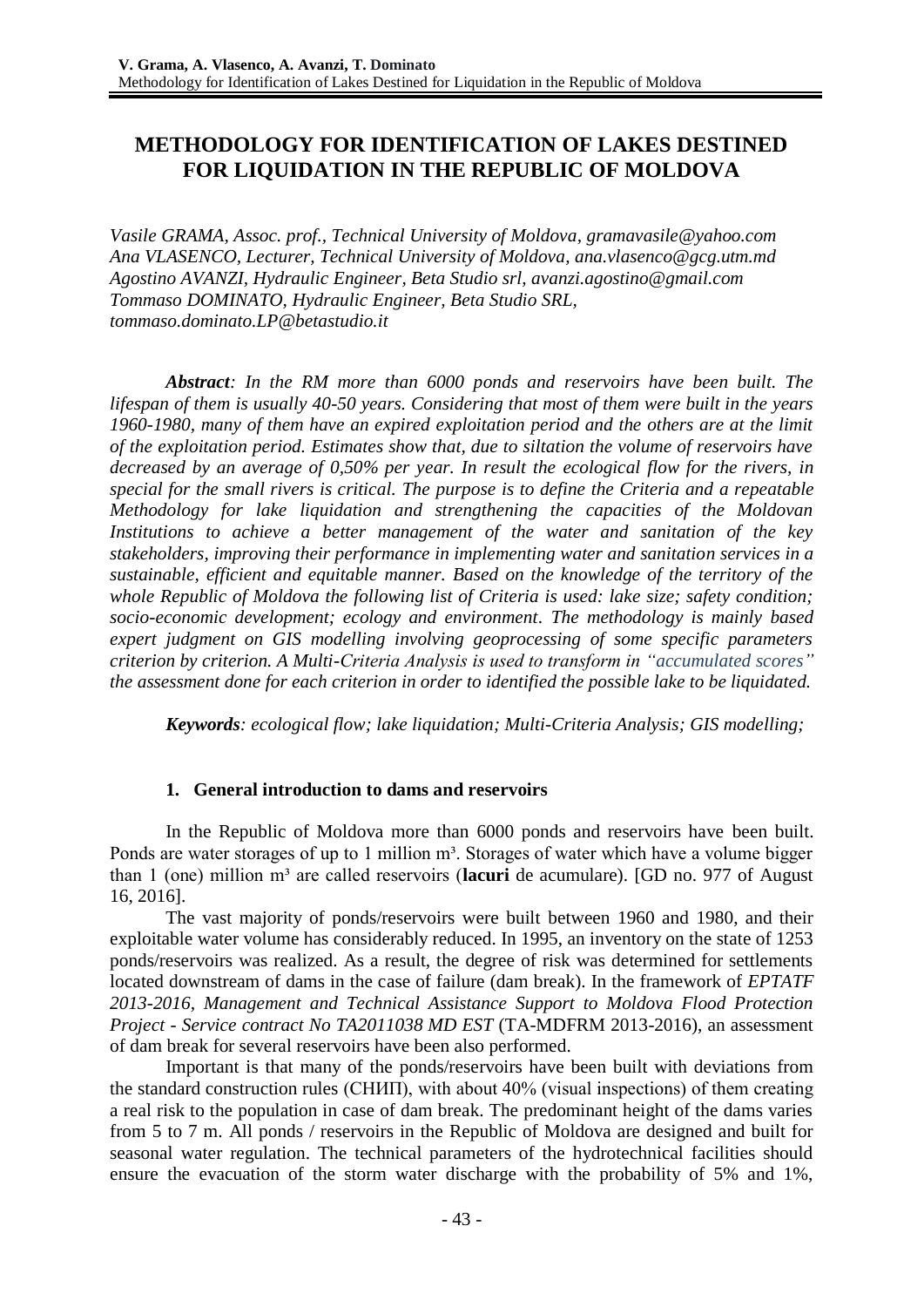# METHODOLOGY FOR IDENTIFICATION OF LAKES DESTINED FOR LIQUIDATION IN THE REPUBLIC OF MOLDOVA

*Vasile GRAMA, Assoc. prof., Technical University of Moldova, gramavasile@yahoo.com*
*Ana VLASENCO, Lecturer, Technical University of Moldova, ana.vlasenco@gcg.utm.md*
*Agostino AVANZI, Hydraulic Engineer, Beta Studio srl, avanzi.agostino@gmail.com*
*Tommaso DOMINATO, Hydraulic Engineer, Beta Studio SRL, tommaso.dominato.LP@betastudio.it*

***Abstract**: In the RM more than 6000 ponds and reservoirs have been built. The lifespan of them is usually 40-50 years. Considering that most of them were built in the years 1960-1980, many of them have an expired exploitation period and the others are at the limit of the exploitation period. Estimates show that, due to siltation the volume of reservoirs have decreased by an average of 0,50% per year. In result the ecological flow for the rivers, in special for the small rivers is critical. The purpose is to define the Criteria and a repeatable Methodology for lake liquidation and strengthening the capacities of the Moldovan Institutions to achieve a better management of the water and sanitation of the key stakeholders, improving their performance in implementing water and sanitation services in a sustainable, efficient and equitable manner. Based on the knowledge of the territory of the whole Republic of Moldova the following list of Criteria is used: lake size; safety condition; socio-economic development; ecology and environment. The methodology is mainly based expert judgment on GIS modelling involving geoprocessing of some specific parameters criterion by criterion. A Multi-Criteria Analysis is used to transform in "accumulated scores" the assessment done for each criterion in order to identified the possible lake to be liquidated.*

***Keywords**: ecological flow; lake liquidation; Multi-Criteria Analysis; GIS modelling;*

## 1. General introduction to dams and reservoirs

In the Republic of Moldova more than 6000 ponds and reservoirs have been built. Ponds are water storages of up to 1 million m³. Storages of water which have a volume bigger than 1 (one) million m³ are called reservoirs (**lacuri** de acumulare). [GD no. 977 of August 16, 2016].

The vast majority of ponds/reservoirs were built between 1960 and 1980, and their exploitable water volume has considerably reduced. In 1995, an inventory on the state of 1253 ponds/reservoirs was realized. As a result, the degree of risk was determined for settlements located downstream of dams in the case of failure (dam break). In the framework of *EPTATF 2013-2016, Management and Technical Assistance Support to Moldova Flood Protection Project - Service contract No TA2011038 MD EST* (TA-MDFRM 2013-2016), an assessment of dam break for several reservoirs have been also performed.

Important is that many of the ponds/reservoirs have been built with deviations from the standard construction rules (СНиП), with about 40% (visual inspections) of them creating a real risk to the population in case of dam break. The predominant height of the dams varies from 5 to 7 m. All ponds / reservoirs in the Republic of Moldova are designed and built for seasonal water regulation. The technical parameters of the hydrotechnical facilities should ensure the evacuation of the storm water discharge with the probability of 5% and 1%,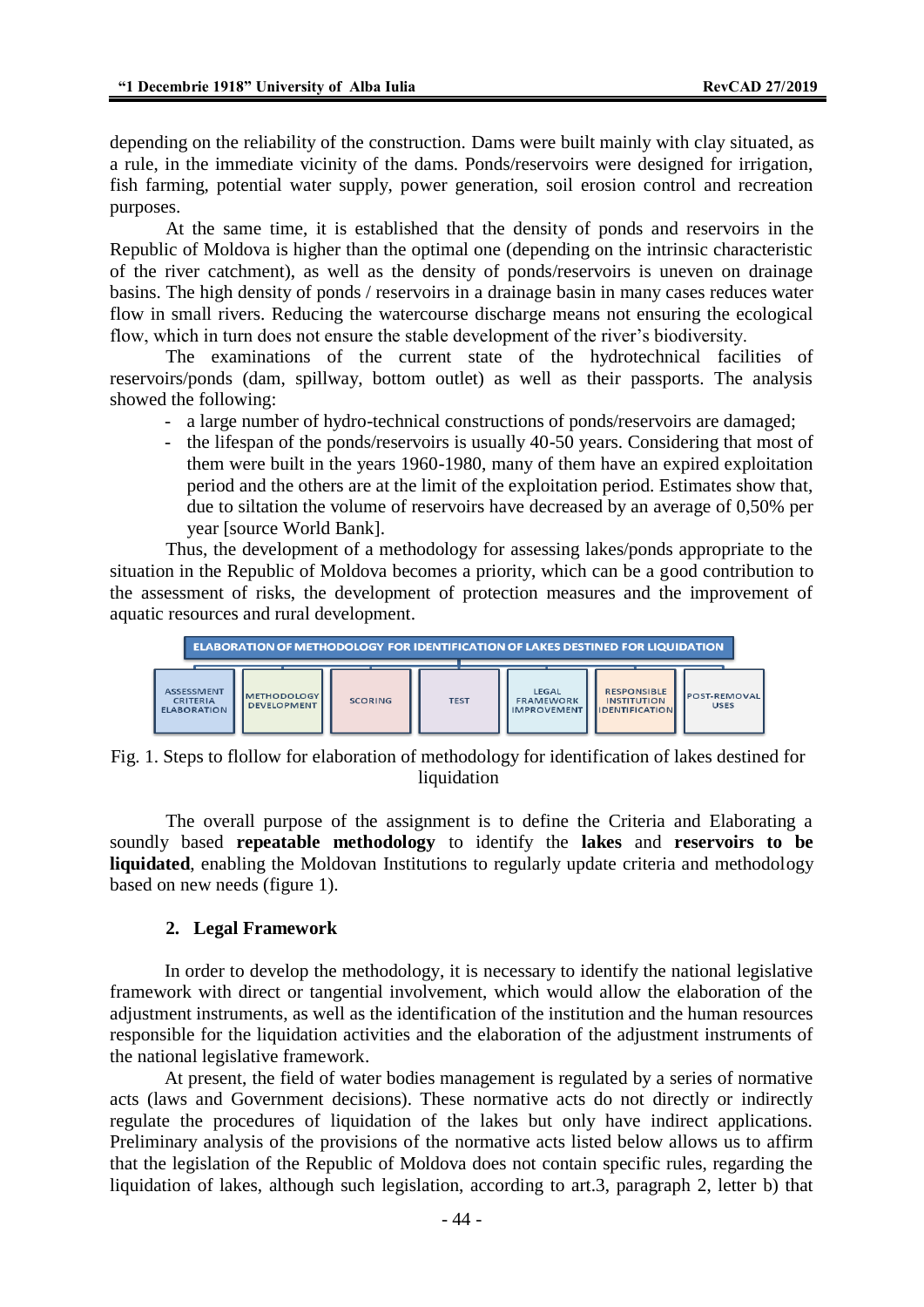depending on the reliability of the construction. Dams were built mainly with clay situated, as a rule, in the immediate vicinity of the dams. Ponds/reservoirs were designed for irrigation, fish farming, potential water supply, power generation, soil erosion control and recreation purposes.

At the same time, it is established that the density of ponds and reservoirs in the Republic of Moldova is higher than the optimal one (depending on the intrinsic characteristic of the river catchment), as well as the density of ponds/reservoirs is uneven on drainage basins. The high density of ponds / reservoirs in a drainage basin in many cases reduces water flow in small rivers. Reducing the watercourse discharge means not ensuring the ecological flow, which in turn does not ensure the stable development of the river's biodiversity.

The examinations of the current state of the hydrotechnical facilities of reservoirs/ponds (dam, spillway, bottom outlet) as well as their passports. The analysis showed the following:

- a large number of hydro-technical constructions of ponds/reservoirs are damaged;
- the lifespan of the ponds/reservoirs is usually 40-50 years. Considering that most of them were built in the years 1960-1980, many of them have an expired exploitation period and the others are at the limit of the exploitation period. Estimates show that, due to siltation the volume of reservoirs have decreased by an average of 0,50% per year [source World Bank].

Thus, the development of a methodology for assessing lakes/ponds appropriate to the situation in the Republic of Moldova becomes a priority, which can be a good contribution to the assessment of risks, the development of protection measures and the improvement of aquatic resources and rural development.

ELABORATION OF METHODOLOGY FOR IDENTIFICATION OF LAKES DESTINED FOR LIQUIDATION

| ASSESSMENT CRITERIA ELABORATION | METHODOLOGY DEVELOPMENT | SCORING | TEST | LEGAL FRAMEWORK IMPROVEMENT | RESPONSIBLE INSTITUTION IDENTIFICATION | POST-REMOVAL USES |
|---|---|---|---|---|---|---|

Fig. 1. Steps to flollow for elaboration of methodology for identification of lakes destined for liquidation

The overall purpose of the assignment is to define the Criteria and Elaborating a soundly based **repeatable methodology** to identify the **lakes** and **reservoirs to be liquidated**, enabling the Moldovan Institutions to regularly update criteria and methodology based on new needs (figure 1).

## 2. Legal Framework

In order to develop the methodology, it is necessary to identify the national legislative framework with direct or tangential involvement, which would allow the elaboration of the adjustment instruments, as well as the identification of the institution and the human resources responsible for the liquidation activities and the elaboration of the adjustment instruments of the national legislative framework.

At present, the field of water bodies management is regulated by a series of normative acts (laws and Government decisions). These normative acts do not directly or indirectly regulate the procedures of liquidation of the lakes but only have indirect applications. Preliminary analysis of the provisions of the normative acts listed below allows us to affirm that the legislation of the Republic of Moldova does not contain specific rules, regarding the liquidation of lakes, although such legislation, according to art.3, paragraph 2, letter b) that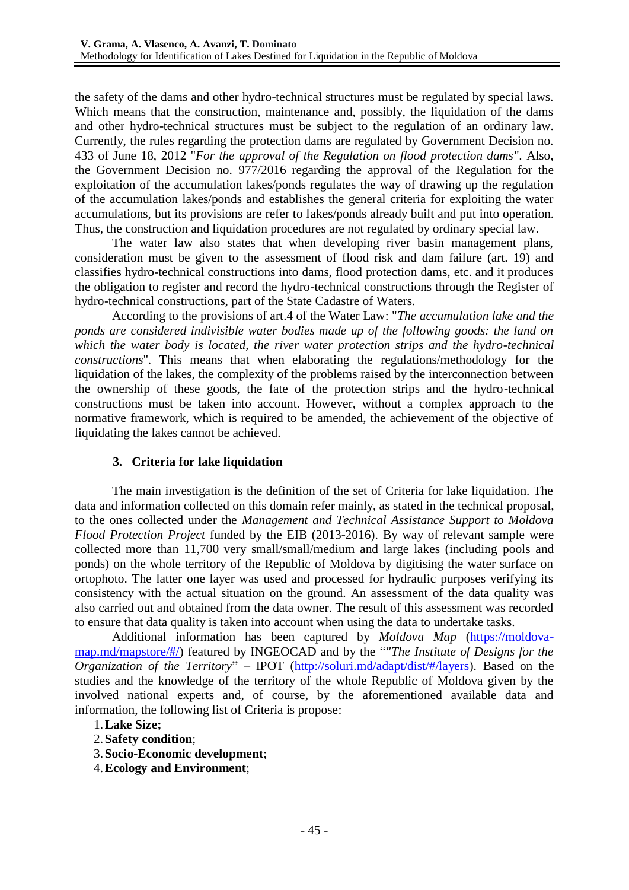the safety of the dams and other hydro-technical structures must be regulated by special laws. Which means that the construction, maintenance and, possibly, the liquidation of the dams and other hydro-technical structures must be subject to the regulation of an ordinary law. Currently, the rules regarding the protection dams are regulated by Government Decision no. 433 of June 18, 2012 "*For the approval of the Regulation on flood protection dams*". Also, the Government Decision no. 977/2016 regarding the approval of the Regulation for the exploitation of the accumulation lakes/ponds regulates the way of drawing up the regulation of the accumulation lakes/ponds and establishes the general criteria for exploiting the water accumulations, but its provisions are refer to lakes/ponds already built and put into operation. Thus, the construction and liquidation procedures are not regulated by ordinary special law.

The water law also states that when developing river basin management plans, consideration must be given to the assessment of flood risk and dam failure (art. 19) and classifies hydro-technical constructions into dams, flood protection dams, etc. and it produces the obligation to register and record the hydro-technical constructions through the Register of hydro-technical constructions, part of the State Cadastre of Waters.

According to the provisions of art.4 of the Water Law: "*The accumulation lake and the ponds are considered indivisible water bodies made up of the following goods: the land on which the water body is located, the river water protection strips and the hydro-technical constructions*". This means that when elaborating the regulations/methodology for the liquidation of the lakes, the complexity of the problems raised by the interconnection between the ownership of these goods, the fate of the protection strips and the hydro-technical constructions must be taken into account. However, without a complex approach to the normative framework, which is required to be amended, the achievement of the objective of liquidating the lakes cannot be achieved.

## 3. Criteria for lake liquidation

The main investigation is the definition of the set of Criteria for lake liquidation. The data and information collected on this domain refer mainly, as stated in the technical proposal, to the ones collected under the *Management and Technical Assistance Support to Moldova Flood Protection Project* funded by the EIB (2013-2016). By way of relevant sample were collected more than 11,700 very small/small/medium and large lakes (including pools and ponds) on the whole territory of the Republic of Moldova by digitising the water surface on ortophoto. The latter one layer was used and processed for hydraulic purposes verifying its consistency with the actual situation on the ground. An assessment of the data quality was also carried out and obtained from the data owner. The result of this assessment was recorded to ensure that data quality is taken into account when using the data to undertake tasks.

Additional information has been captured by *Moldova Map* (https://moldova-map.md/mapstore/#/) featured by INGEOCAD and by the "*"The Institute of Designs for the Organization of the Territory*" – IPOT (http://soluri.md/adapt/dist/#/layers). Based on the studies and the knowledge of the territory of the whole Republic of Moldova given by the involved national experts and, of course, by the aforementioned available data and information, the following list of Criteria is propose:

1. **Lake Size;**
2. **Safety condition**;
3. **Socio-Economic development**;
4. **Ecology and Environment**;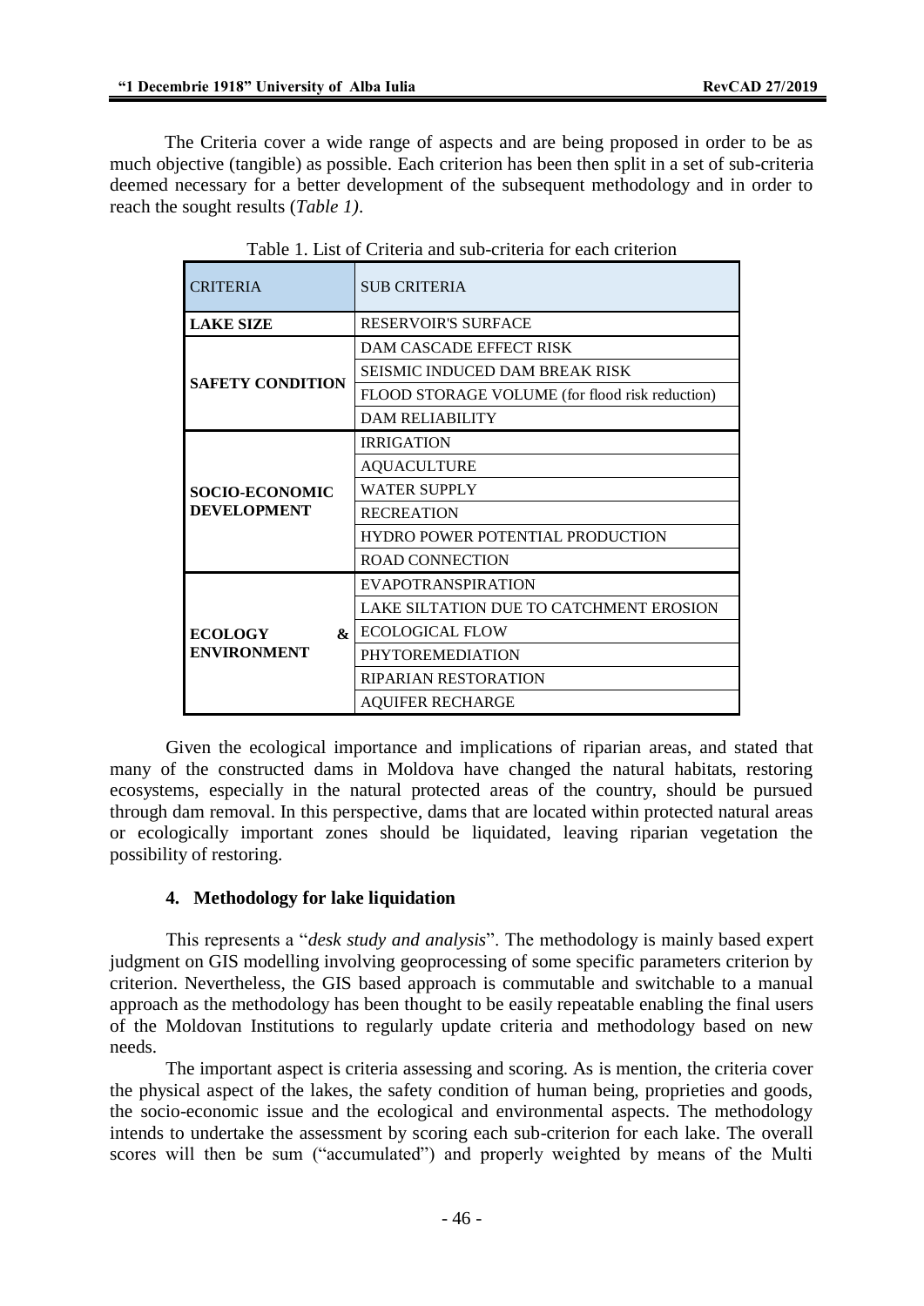The Criteria cover a wide range of aspects and are being proposed in order to be as much objective (tangible) as possible. Each criterion has been then split in a set of sub-criteria deemed necessary for a better development of the subsequent methodology and in order to reach the sought results (*Table 1)*.

Table 1. List of Criteria and sub-criteria for each criterion

| CRITERIA | SUB CRITERIA |
|---|---|
| **LAKE SIZE** | RESERVOIR'S SURFACE |
| **SAFETY CONDITION** | DAM CASCADE EFFECT RISK |
| | SEISMIC INDUCED DAM BREAK RISK |
| | FLOOD STORAGE VOLUME (for flood risk reduction) |
| | DAM RELIABILITY |
| **SOCIO-ECONOMIC DEVELOPMENT** | IRRIGATION |
| | AQUACULTURE |
| | WATER SUPPLY |
| | RECREATION |
| | HYDRO POWER POTENTIAL PRODUCTION |
| | ROAD CONNECTION |
| **ECOLOGY & ENVIRONMENT** | EVAPOTRANSPIRATION |
| | LAKE SILTATION DUE TO CATCHMENT EROSION |
| | ECOLOGICAL FLOW |
| | PHYTOREMEDIATION |
| | RIPARIAN RESTORATION |
| | AQUIFER RECHARGE |

Given the ecological importance and implications of riparian areas, and stated that many of the constructed dams in Moldova have changed the natural habitats, restoring ecosystems, especially in the natural protected areas of the country, should be pursued through dam removal. In this perspective, dams that are located within protected natural areas or ecologically important zones should be liquidated, leaving riparian vegetation the possibility of restoring.

## 4. Methodology for lake liquidation

This represents a "*desk study and analysis*". The methodology is mainly based expert judgment on GIS modelling involving geoprocessing of some specific parameters criterion by criterion. Nevertheless, the GIS based approach is commutable and switchable to a manual approach as the methodology has been thought to be easily repeatable enabling the final users of the Moldovan Institutions to regularly update criteria and methodology based on new needs.

The important aspect is criteria assessing and scoring. As is mention, the criteria cover the physical aspect of the lakes, the safety condition of human being, proprieties and goods, the socio-economic issue and the ecological and environmental aspects. The methodology intends to undertake the assessment by scoring each sub-criterion for each lake. The overall scores will then be sum ("accumulated") and properly weighted by means of the Multi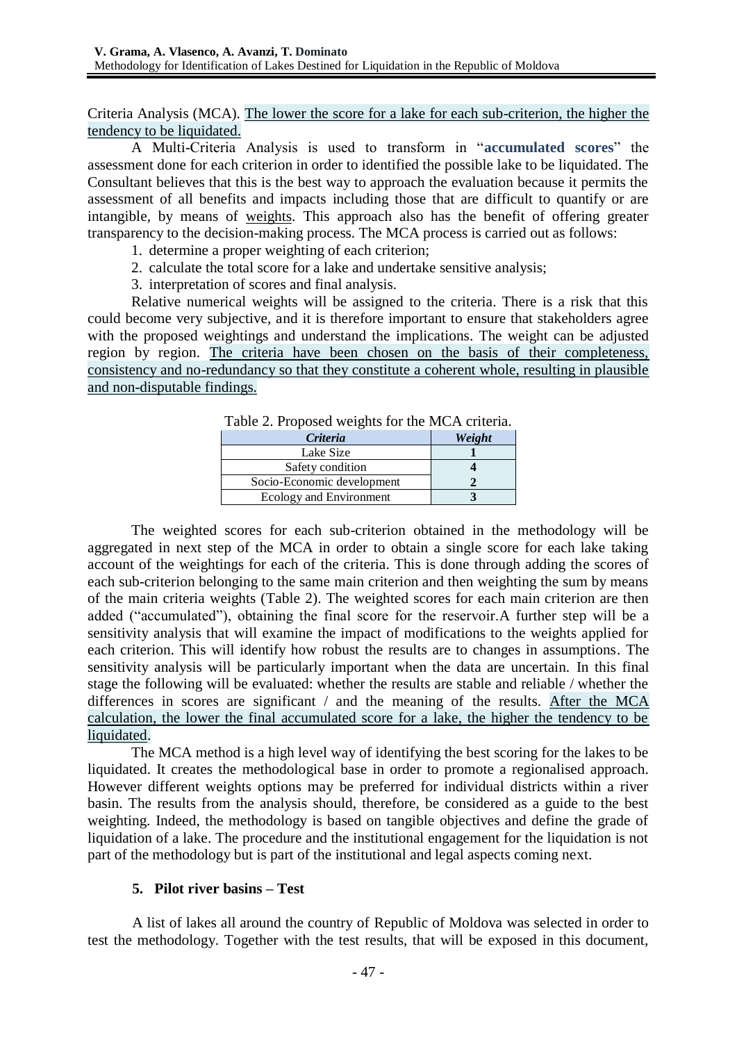Criteria Analysis (MCA). The lower the score for a lake for each sub-criterion, the higher the tendency to be liquidated.

A Multi-Criteria Analysis is used to transform in "**accumulated scores**" the assessment done for each criterion in order to identified the possible lake to be liquidated. The Consultant believes that this is the best way to approach the evaluation because it permits the assessment of all benefits and impacts including those that are difficult to quantify or are intangible, by means of weights. This approach also has the benefit of offering greater transparency to the decision-making process. The MCA process is carried out as follows:

1. determine a proper weighting of each criterion;
2. calculate the total score for a lake and undertake sensitive analysis;
3. interpretation of scores and final analysis.

Relative numerical weights will be assigned to the criteria. There is a risk that this could become very subjective, and it is therefore important to ensure that stakeholders agree with the proposed weightings and understand the implications. The weight can be adjusted region by region. The criteria have been chosen on the basis of their completeness, consistency and no-redundancy so that they constitute a coherent whole, resulting in plausible and non-disputable findings.

Table 2. Proposed weights for the MCA criteria.

| *Criteria* | *Weight* |
|---|---|
| Lake Size | **1** |
| Safety condition | **4** |
| Socio-Economic development | **2** |
| Ecology and Environment | **3** |

The weighted scores for each sub-criterion obtained in the methodology will be aggregated in next step of the MCA in order to obtain a single score for each lake taking account of the weightings for each of the criteria. This is done through adding the scores of each sub-criterion belonging to the same main criterion and then weighting the sum by means of the main criteria weights (Table 2). The weighted scores for each main criterion are then added ("accumulated"), obtaining the final score for the reservoir.A further step will be a sensitivity analysis that will examine the impact of modifications to the weights applied for each criterion. This will identify how robust the results are to changes in assumptions. The sensitivity analysis will be particularly important when the data are uncertain. In this final stage the following will be evaluated: whether the results are stable and reliable / whether the differences in scores are significant / and the meaning of the results. After the MCA calculation, the lower the final accumulated score for a lake, the higher the tendency to be liquidated.

The MCA method is a high level way of identifying the best scoring for the lakes to be liquidated. It creates the methodological base in order to promote a regionalised approach. However different weights options may be preferred for individual districts within a river basin. The results from the analysis should, therefore, be considered as a guide to the best weighting. Indeed, the methodology is based on tangible objectives and define the grade of liquidation of a lake. The procedure and the institutional engagement for the liquidation is not part of the methodology but is part of the institutional and legal aspects coming next.

## 5. Pilot river basins – Test

A list of lakes all around the country of Republic of Moldova was selected in order to test the methodology. Together with the test results, that will be exposed in this document,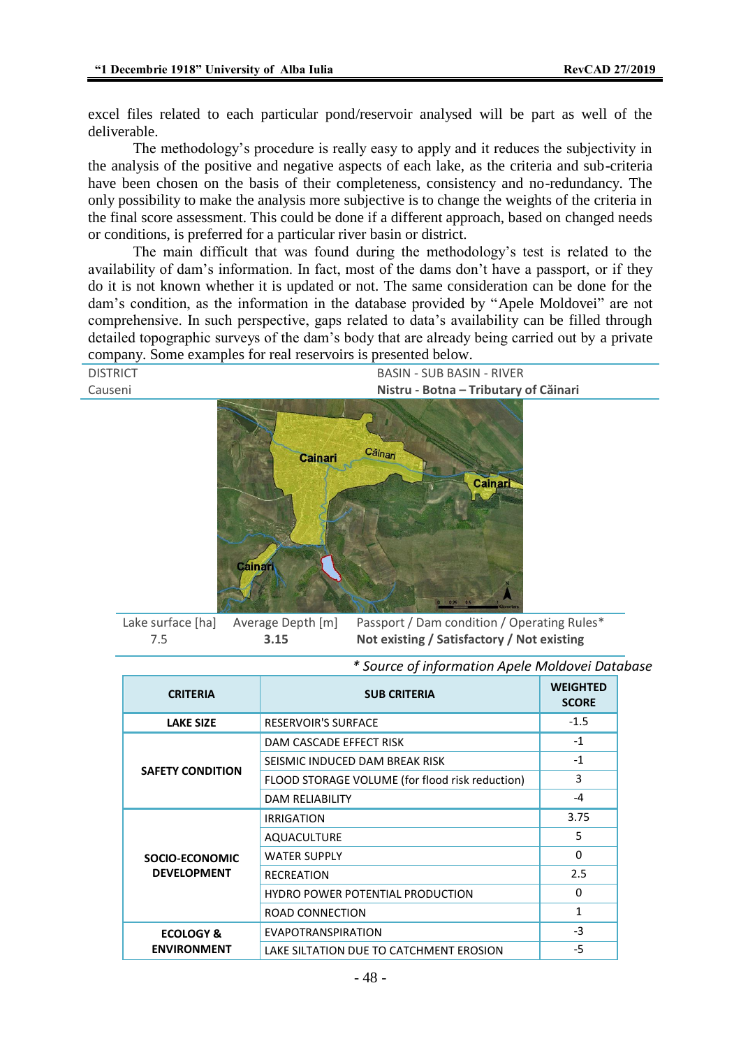excel files related to each particular pond/reservoir analysed will be part as well of the deliverable.

The methodology's procedure is really easy to apply and it reduces the subjectivity in the analysis of the positive and negative aspects of each lake, as the criteria and sub-criteria have been chosen on the basis of their completeness, consistency and no-redundancy. The only possibility to make the analysis more subjective is to change the weights of the criteria in the final score assessment. This could be done if a different approach, based on changed needs or conditions, is preferred for a particular river basin or district.

The main difficult that was found during the methodology's test is related to the availability of dam's information. In fact, most of the dams don't have a passport, or if they do it is not known whether it is updated or not. The same consideration can be done for the dam's condition, as the information in the database provided by "Apele Moldovei" are not comprehensive. In such perspective, gaps related to data's availability can be filled through detailed topographic surveys of the dam's body that are already being carried out by a private company. Some examples for real reservoirs is presented below.

| DISTRICT | BASIN - SUB BASIN - RIVER |
|---|---|
| Causeni | **Nistru - Botna – Tributary of Căinari** |

| Lake surface [ha] | Average Depth [m] | Passport / Dam condition / Operating Rules* |
|---|---|---|
| 7.5 | **3.15** | **Not existing / Satisfactory / Not existing** |

*\* Source of information Apele Moldovei Database*

| CRITERIA | SUB CRITERIA | WEIGHTED SCORE |
|---|---|---|
| **LAKE SIZE** | RESERVOIR'S SURFACE | -1.5 |
| **SAFETY CONDITION** | DAM CASCADE EFFECT RISK | -1 |
| | SEISMIC INDUCED DAM BREAK RISK | -1 |
| | FLOOD STORAGE VOLUME (for flood risk reduction) | 3 |
| | DAM RELIABILITY | -4 |
| **SOCIO-ECONOMIC DEVELOPMENT** | IRRIGATION | 3.75 |
| | AQUACULTURE | 5 |
| | WATER SUPPLY | 0 |
| | RECREATION | 2.5 |
| | HYDRO POWER POTENTIAL PRODUCTION | 0 |
| | ROAD CONNECTION | 1 |
| **ECOLOGY & ENVIRONMENT** | EVAPOTRANSPIRATION | -3 |
| | LAKE SILTATION DUE TO CATCHMENT EROSION | -5 |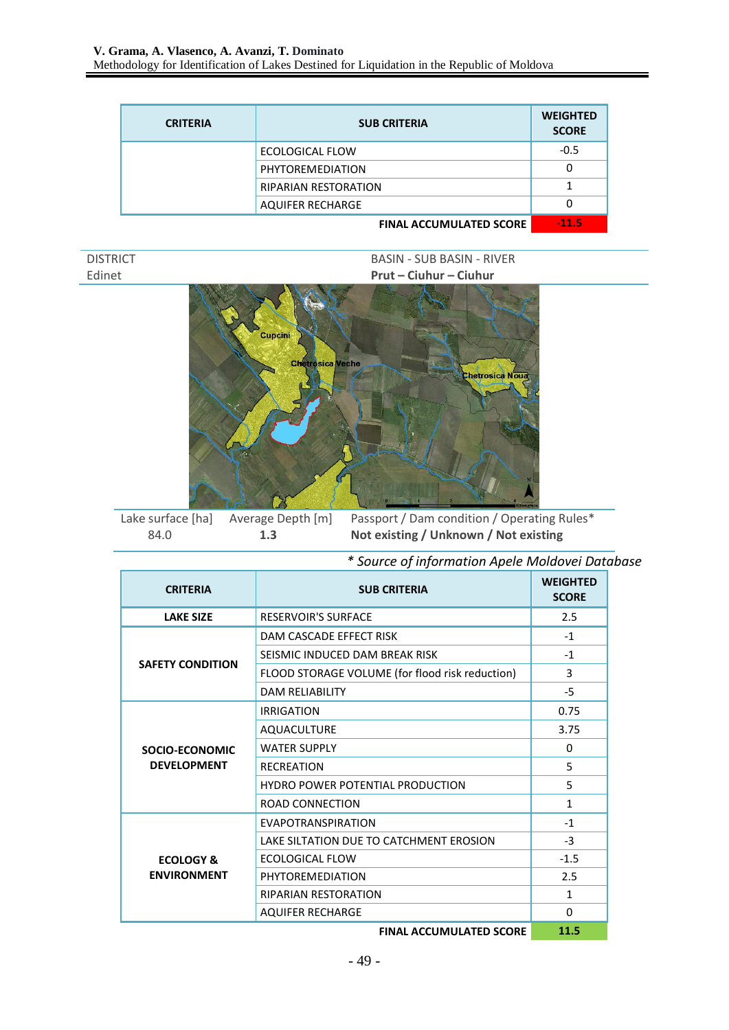| CRITERIA | SUB CRITERIA | WEIGHTED SCORE |
|---|---|---|
| | ECOLOGICAL FLOW | -0.5 |
| | PHYTOREMEDIATION | 0 |
| | RIPARIAN RESTORATION | 1 |
| | AQUIFER RECHARGE | 0 |
| | **FINAL ACCUMULATED SCORE** | **-11.5** |

| DISTRICT | BASIN - SUB BASIN - RIVER |
|---|---|
| Edinet | **Prut – Ciuhur – Ciuhur** |

| Lake surface [ha] | Average Depth [m] | Passport / Dam condition / Operating Rules* |
|---|---|---|
| 84.0 | **1.3** | **Not existing / Unknown / Not existing** |

*\* Source of information Apele Moldovei Database*

| CRITERIA | SUB CRITERIA | WEIGHTED SCORE |
|---|---|---|
| **LAKE SIZE** | RESERVOIR'S SURFACE | 2.5 |
| **SAFETY CONDITION** | DAM CASCADE EFFECT RISK | -1 |
| | SEISMIC INDUCED DAM BREAK RISK | -1 |
| | FLOOD STORAGE VOLUME (for flood risk reduction) | 3 |
| | DAM RELIABILITY | -5 |
| **SOCIO-ECONOMIC DEVELOPMENT** | IRRIGATION | 0.75 |
| | AQUACULTURE | 3.75 |
| | WATER SUPPLY | 0 |
| | RECREATION | 5 |
| | HYDRO POWER POTENTIAL PRODUCTION | 5 |
| | ROAD CONNECTION | 1 |
| **ECOLOGY & ENVIRONMENT** | EVAPOTRANSPIRATION | -1 |
| | LAKE SILTATION DUE TO CATCHMENT EROSION | -3 |
| | ECOLOGICAL FLOW | -1.5 |
| | PHYTOREMEDIATION | 2.5 |
| | RIPARIAN RESTORATION | 1 |
| | AQUIFER RECHARGE | 0 |
| | **FINAL ACCUMULATED SCORE** | **11.5** |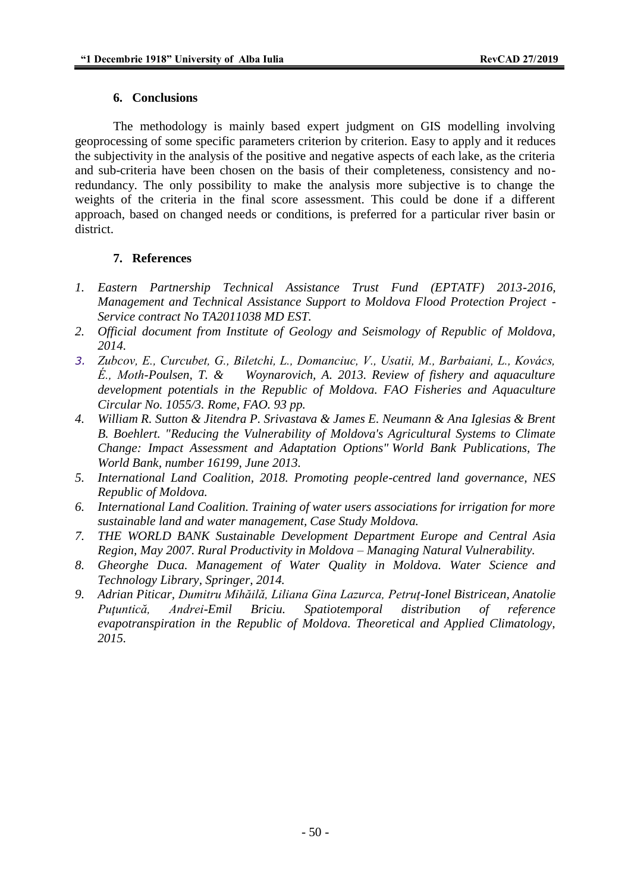## 6. Conclusions

The methodology is mainly based expert judgment on GIS modelling involving geoprocessing of some specific parameters criterion by criterion. Easy to apply and it reduces the subjectivity in the analysis of the positive and negative aspects of each lake, as the criteria and sub-criteria have been chosen on the basis of their completeness, consistency and no-redundancy. The only possibility to make the analysis more subjective is to change the weights of the criteria in the final score assessment. This could be done if a different approach, based on changed needs or conditions, is preferred for a particular river basin or district.

## 7. References

1. *Eastern Partnership Technical Assistance Trust Fund (EPTATF) 2013-2016, Management and Technical Assistance Support to Moldova Flood Protection Project - Service contract No TA2011038 MD EST.*
2. *Official document from Institute of Geology and Seismology of Republic of Moldova, 2014.*
3. *Zubcov, E., Curcubet, G., Biletchi, L., Domanciuc, V., Usatii, M., Barbaiani, L., Kovács, É., Moth-Poulsen, T. & Woynarovich, A. 2013. Review of fishery and aquaculture development potentials in the Republic of Moldova. FAO Fisheries and Aquaculture Circular No. 1055/3. Rome, FAO. 93 pp.*
4. *William R. Sutton & Jitendra P. Srivastava & James E. Neumann & Ana Iglesias & Brent B. Boehlert. "Reducing the Vulnerability of Moldova's Agricultural Systems to Climate Change: Impact Assessment and Adaptation Options" World Bank Publications, The World Bank, number 16199, June 2013.*
5. *International Land Coalition, 2018. Promoting people-centred land governance, NES Republic of Moldova.*
6. *International Land Coalition. Training of water users associations for irrigation for more sustainable land and water management, Case Study Moldova.*
7. *THE WORLD BANK Sustainable Development Department Europe and Central Asia Region, May 2007. Rural Productivity in Moldova – Managing Natural Vulnerability.*
8. *Gheorghe Duca. Management of Water Quality in Moldova. Water Science and Technology Library, Springer, 2014.*
9. *Adrian Piticar, Dumitru Mihăilă, Liliana Gina Lazurca, Petruţ-Ionel Bistricean, Anatolie Puţuntică, Andrei-Emil Briciu. Spatiotemporal distribution of reference evapotranspiration in the Republic of Moldova. Theoretical and Applied Climatology, 2015.*